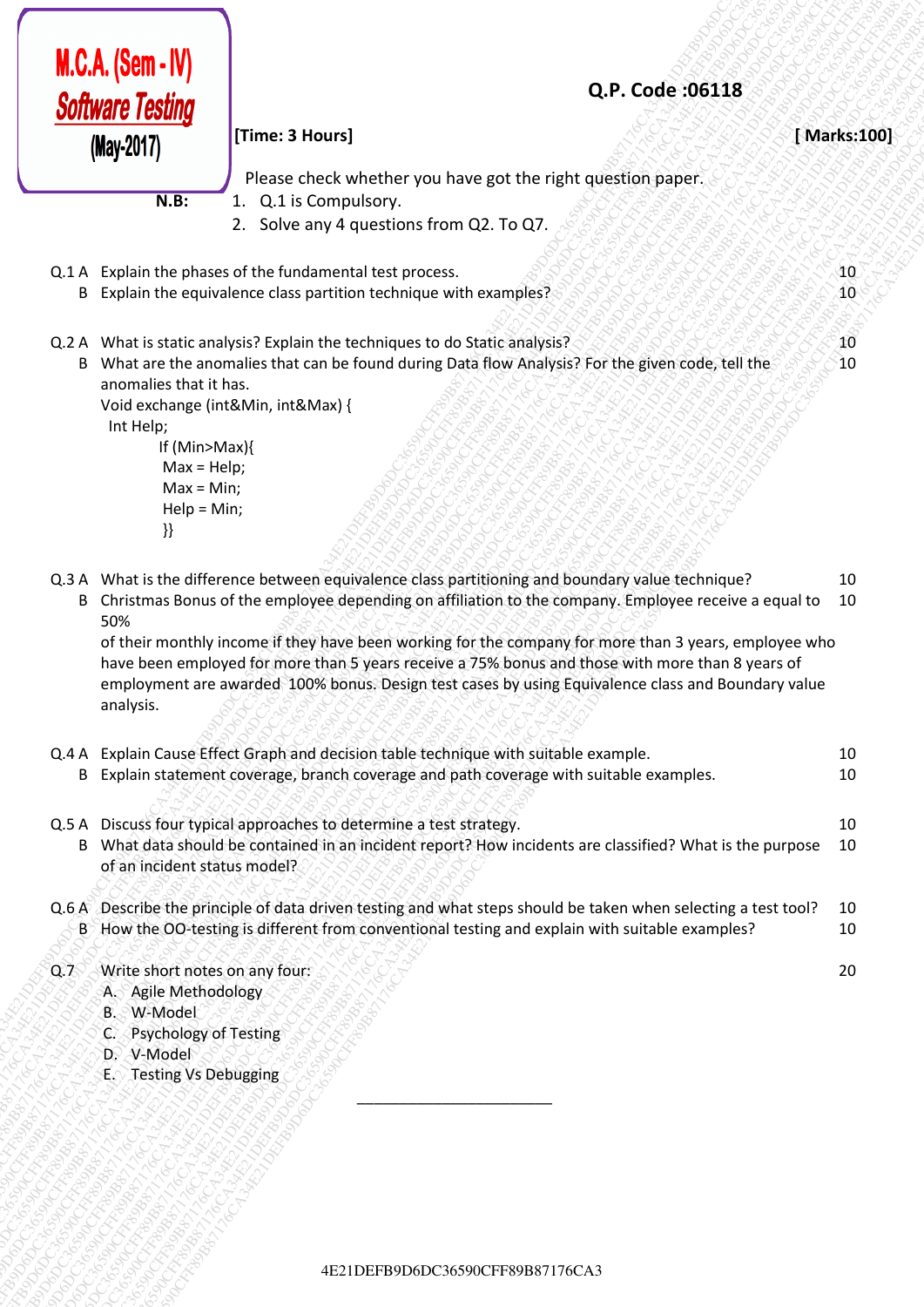# M.C.A. (Sem - IV)

## *Software Testing*

**(May-2017)**

**Q.P. Code :06118**

**[Time: 3 Hours]** **[ Marks:100]**

Please check whether you have got the right question paper.

**N.B:**
1. Q.1 is Compulsory.
2. Solve any 4 questions from Q2. To Q7.

Q.1 A Explain the phases of the fundamental test process. 10

B Explain the equivalence class partition technique with examples? 10

Q.2 A What is static analysis? Explain the techniques to do Static analysis? 10

B What are the anomalies that can be found during Data flow Analysis? For the given code, tell the anomalies that it has. 10

```
Void exchange (int&Min, int&Max) {
 Int Help;
        If (Min>Max){
         Max = Help;
         Max = Min;
         Help = Min;
        }}
```

Q.3 A What is the difference between equivalence class partitioning and boundary value technique? 10

B Christmas Bonus of the employee depending on affiliation to the company. Employee receive a equal to 50% of their monthly income if they have been working for the company for more than 3 years, employee who have been employed for more than 5 years receive a 75% bonus and those with more than 8 years of employment are awarded 100% bonus. Design test cases by using Equivalence class and Boundary value analysis. 10

Q.4 A Explain Cause Effect Graph and decision table technique with suitable example. 10

B Explain statement coverage, branch coverage and path coverage with suitable examples. 10

Q.5 A Discuss four typical approaches to determine a test strategy. 10

B What data should be contained in an incident report? How incidents are classified? What is the purpose of an incident status model? 10

Q.6 A Describe the principle of data driven testing and what steps should be taken when selecting a test tool? 10

B How the OO-testing is different from conventional testing and explain with suitable examples? 10

Q.7 Write short notes on any four: 20

A. Agile Methodology
B. W-Model
C. Psychology of Testing
D. V-Model
E. Testing Vs Debugging

______________________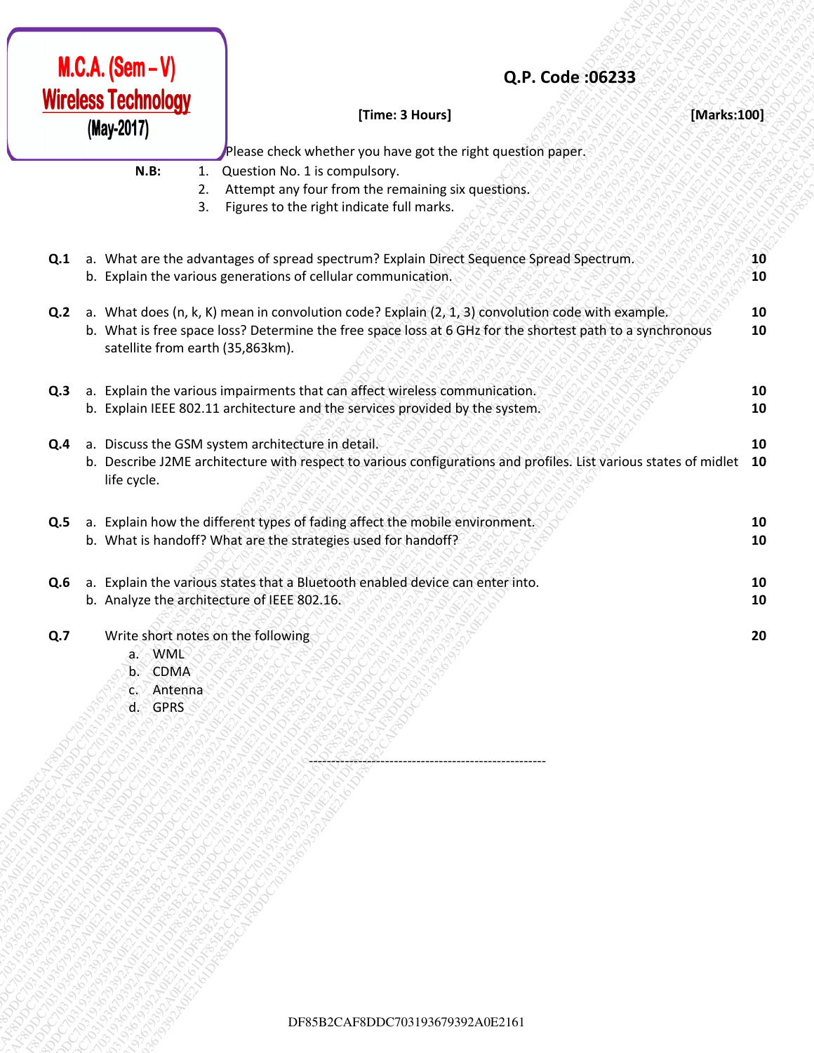# M.C.A. (Sem – V)
## Wireless Technology
### (May-2017)

**Q.P. Code :06233**

**[Time: 3 Hours]** **[Marks:100]**

Please check whether you have got the right question paper.

**N.B:**
1. Question No. 1 is compulsory.
2. Attempt any four from the remaining six questions.
3. Figures to the right indicate full marks.

| | | Marks |
|---|---|---|
| **Q.1** | a. What are the advantages of spread spectrum? Explain Direct Sequence Spread Spectrum. | **10** |
| | b. Explain the various generations of cellular communication. | **10** |
| **Q.2** | a. What does (n, k, K) mean in convolution code? Explain (2, 1, 3) convolution code with example. | **10** |
| | b. What is free space loss? Determine the free space loss at 6 GHz for the shortest path to a synchronous satellite from earth (35,863km). | **10** |
| **Q.3** | a. Explain the various impairments that can affect wireless communication. | **10** |
| | b. Explain IEEE 802.11 architecture and the services provided by the system. | **10** |
| **Q.4** | a. Discuss the GSM system architecture in detail. | **10** |
| | b. Describe J2ME architecture with respect to various configurations and profiles. List various states of midlet life cycle. | **10** |
| **Q.5** | a. Explain how the different types of fading affect the mobile environment. | **10** |
| | b. What is handoff? What are the strategies used for handoff? | **10** |
| **Q.6** | a. Explain the various states that a Bluetooth enabled device can enter into. | **10** |
| | b. Analyze the architecture of IEEE 802.16. | **10** |
| **Q.7** | Write short notes on the following<br>a. WML<br>b. CDMA<br>c. Antenna<br>d. GPRS | **20** |

---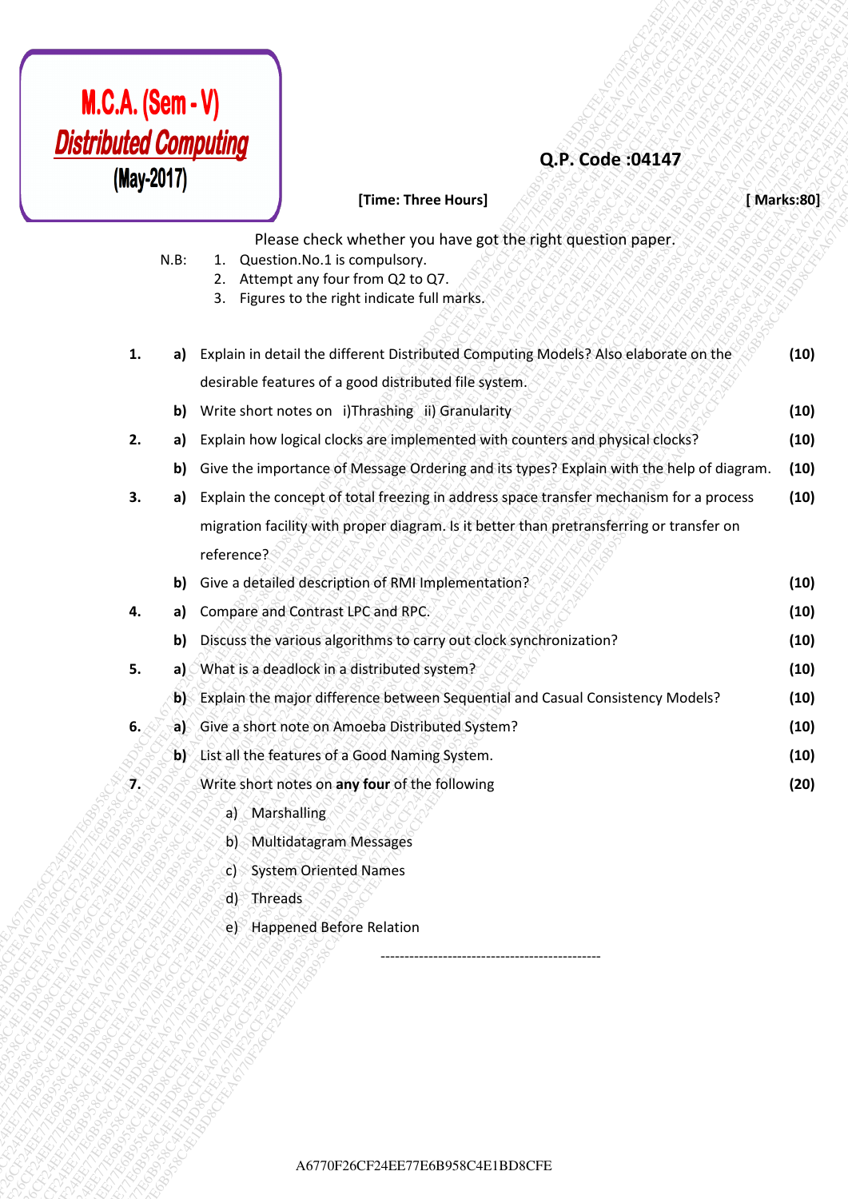# M.C.A. (Sem - V)
## Distributed Computing
### (May-2017)

**Q.P. Code :04147**

**[Time: Three Hours]** **[ Marks:80]**

Please check whether you have got the right question paper.

N.B:
1. Question.No.1 is compulsory.
2. Attempt any four from Q2 to Q7.
3. Figures to the right indicate full marks.

**1.** **a)** Explain in detail the different Distributed Computing Models? Also elaborate on the desirable features of a good distributed file system. **(10)**

**b)** Write short notes on i)Thrashing ii) Granularity **(10)**

**2.** **a)** Explain how logical clocks are implemented with counters and physical clocks? **(10)**

**b)** Give the importance of Message Ordering and its types? Explain with the help of diagram. **(10)**

**3.** **a)** Explain the concept of total freezing in address space transfer mechanism for a process migration facility with proper diagram. Is it better than pretransferring or transfer on reference? **(10)**

**b)** Give a detailed description of RMI Implementation? **(10)**

**4.** **a)** Compare and Contrast LPC and RPC. **(10)**

**b)** Discuss the various algorithms to carry out clock synchronization? **(10)**

**5.** **a)** What is a deadlock in a distributed system? **(10)**

**b)** Explain the major difference between Sequential and Casual Consistency Models? **(10)**

**6.** **a)** Give a short note on Amoeba Distributed System? **(10)**

**b)** List all the features of a Good Naming System. **(10)**

**7.** Write short notes on **any four** of the following **(20)**

a) Marshalling
b) Multidatagram Messages
c) System Oriented Names
d) Threads
e) Happened Before Relation

---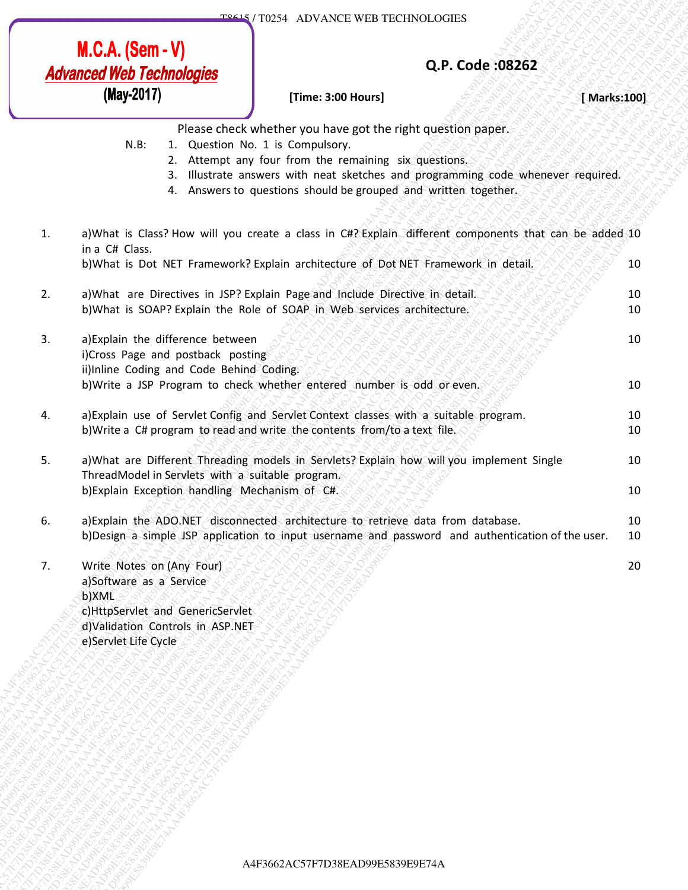# M.C.A. (Sem - V)
## Advanced Web Technologies
**(May-2017)**

**Q.P. Code :08262**

**[Time: 3:00 Hours]** **[ Marks:100]**

Please check whether you have got the right question paper.

N.B:
1. Question No. 1 is Compulsory.
2. Attempt any four from the remaining six questions.
3. Illustrate answers with neat sketches and programming code whenever required.
4. Answers to questions should be grouped and written together.

| | | |
|---|---|---|
| 1. | a)What is Class? How will you create a class in C#? Explain different components that can be added in a C# Class. | 10 |
| | b)What is Dot NET Framework? Explain architecture of Dot NET Framework in detail. | 10 |
| 2. | a)What are Directives in JSP? Explain Page and Include Directive in detail. | 10 |
| | b)What is SOAP? Explain the Role of SOAP in Web services architecture. | 10 |
| 3. | a)Explain the difference between<br>i)Cross Page and postback posting<br>ii)Inline Coding and Code Behind Coding. | 10 |
| | b)Write a JSP Program to check whether entered number is odd or even. | 10 |
| 4. | a)Explain use of Servlet Config and Servlet Context classes with a suitable program. | 10 |
| | b)Write a C# program to read and write the contents from/to a text file. | 10 |
| 5. | a)What are Different Threading models in Servlets? Explain how will you implement Single ThreadModel in Servlets with a suitable program. | 10 |
| | b)Explain Exception handling Mechanism of C#. | 10 |
| 6. | a)Explain the ADO.NET disconnected architecture to retrieve data from database. | 10 |
| | b)Design a simple JSP application to input username and password and authentication of the user. | 10 |
| 7. | Write Notes on (Any Four)<br>a)Software as a Service<br>b)XML<br>c)HttpServlet and GenericServlet<br>d)Validation Controls in ASP.NET<br>e)Servlet Life Cycle | 20 |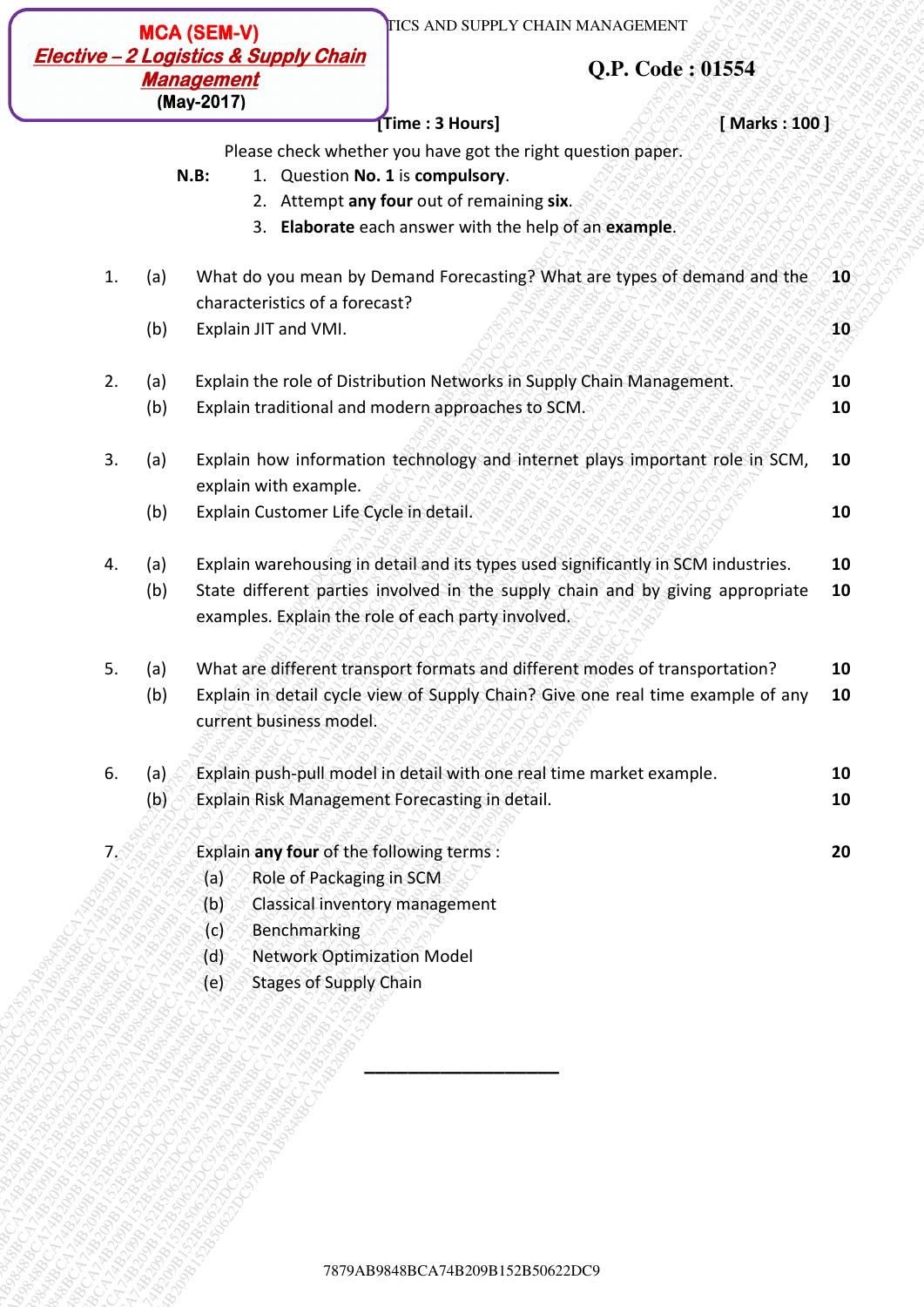**MCA (SEM-V)**
***Elective – 2 Logistics & Supply Chain Management***
**(May-2017)**

TICS AND SUPPLY CHAIN MANAGEMENT

**Q.P. Code : 01554**

**[Time : 3 Hours]** **[ Marks : 100 ]**

Please check whether you have got the right question paper.

**N.B:**
1. Question **No. 1** is **compulsory**.
2. Attempt **any four** out of remaining **six**.
3. **Elaborate** each answer with the help of an **example**.

| | | | |
|---|---|---|---|
| 1. | (a) | What do you mean by Demand Forecasting? What are types of demand and the characteristics of a forecast? | **10** |
| | (b) | Explain JIT and VMI. | **10** |
| 2. | (a) | Explain the role of Distribution Networks in Supply Chain Management. | **10** |
| | (b) | Explain traditional and modern approaches to SCM. | **10** |
| 3. | (a) | Explain how information technology and internet plays important role in SCM, explain with example. | **10** |
| | (b) | Explain Customer Life Cycle in detail. | **10** |
| 4. | (a) | Explain warehousing in detail and its types used significantly in SCM industries. | **10** |
| | (b) | State different parties involved in the supply chain and by giving appropriate examples. Explain the role of each party involved. | **10** |
| 5. | (a) | What are different transport formats and different modes of transportation? | **10** |
| | (b) | Explain in detail cycle view of Supply Chain? Give one real time example of any current business model. | **10** |
| 6. | (a) | Explain push-pull model in detail with one real time market example. | **10** |
| | (b) | Explain Risk Management Forecasting in detail. | **10** |
| 7. | | Explain **any four** of the following terms : | **20** |

(a) Role of Packaging in SCM
(b) Classical inventory management
(c) Benchmarking
(d) Network Optimization Model
(e) Stages of Supply Chain

---

7879AB9848BCA74B209B152B50622DC9